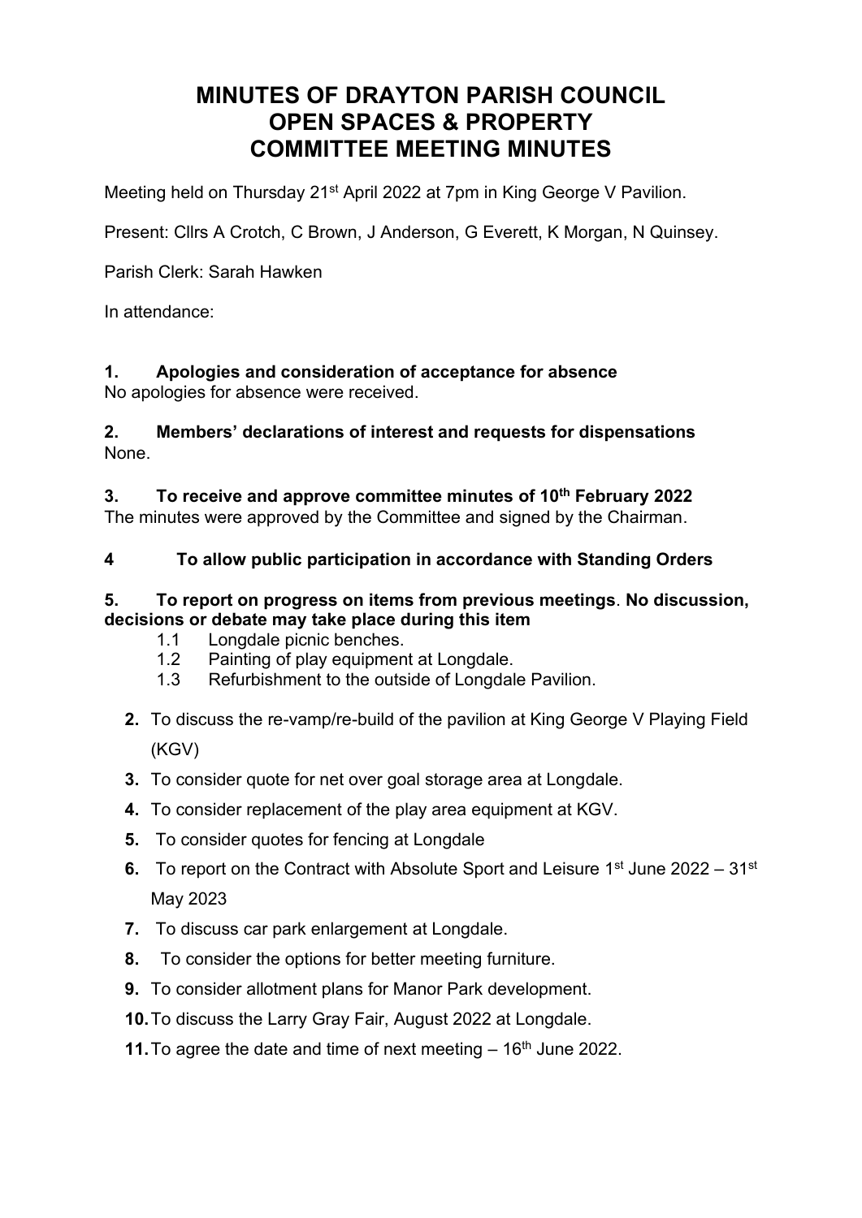# MINUTES OF DRAYTON PARISH COUNCIL OPEN SPACES & PROPERTY COMMITTEE MEETING MINUTES

Meeting held on Thursday 21st April 2022 at 7pm in King George V Pavilion.

Present: Cllrs A Crotch, C Brown, J Anderson, G Everett, K Morgan, N Quinsey.

Parish Clerk: Sarah Hawken

In attendance:

**1. Apologies and consideration of acceptance for absence**
No apologies for absence were received.

**2. Members' declarations of interest and requests for dispensations**
None.

**3. To receive and approve committee minutes of 10th February 2022**
The minutes were approved by the Committee and signed by the Chairman.

**4 To allow public participation in accordance with Standing Orders**

**5. To report on progress on items from previous meetings**. **No discussion, decisions or debate may take place during this item**

- 1.1 Longdale picnic benches.
- 1.2 Painting of play equipment at Longdale.
- 1.3 Refurbishment to the outside of Longdale Pavilion.

2. To discuss the re-vamp/re-build of the pavilion at King George V Playing Field (KGV)
3. To consider quote for net over goal storage area at Longdale.
4. To consider replacement of the play area equipment at KGV.
5. To consider quotes for fencing at Longdale
6. To report on the Contract with Absolute Sport and Leisure 1st June 2022 – 31st May 2023
7. To discuss car park enlargement at Longdale.
8. To consider the options for better meeting furniture.
9. To consider allotment plans for Manor Park development.
10. To discuss the Larry Gray Fair, August 2022 at Longdale.
11. To agree the date and time of next meeting – 16th June 2022.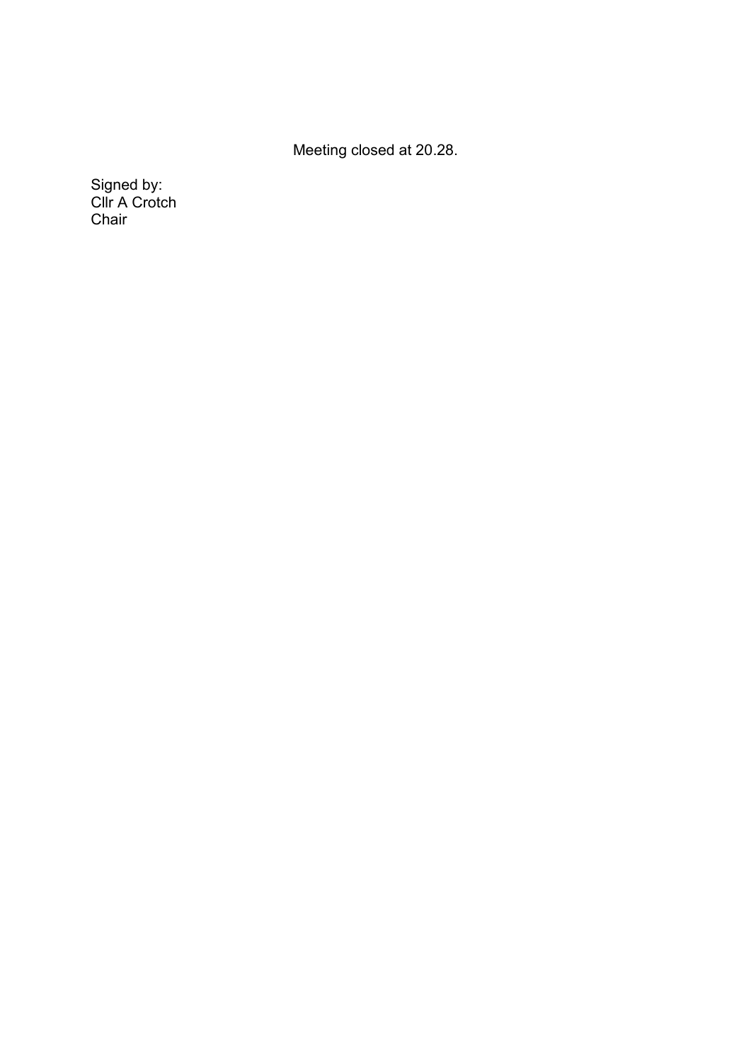Meeting closed at 20.28.

Signed by:
Cllr A Crotch
Chair